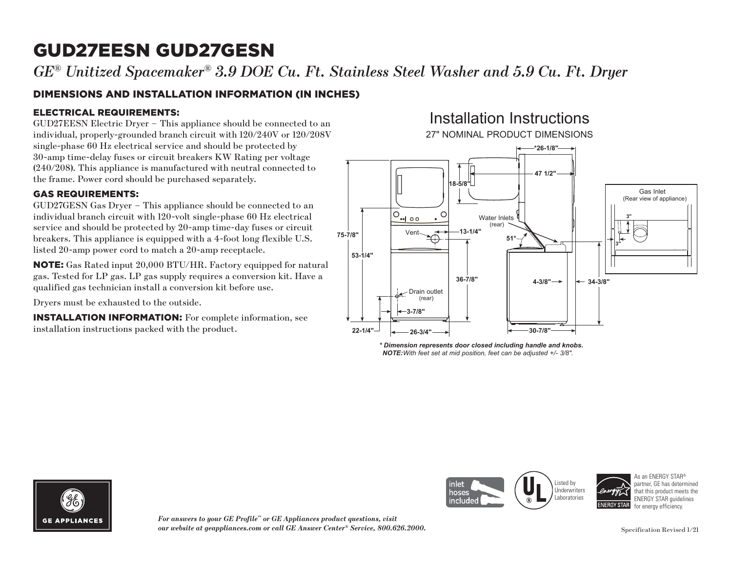# GUD27EESN GUD27GESN

*GE® Unitized Spacemaker® 3.9 DOE Cu. Ft. Stainless Steel Washer and 5.9 Cu. Ft. Dryer*

## DIMENSIONS AND INSTALLATION INFORMATION (IN INCHES)

### ELECTRICAL REQUIREMENTS:

GUD27EESN Electric Dryer – This appliance should be connected to an individual, properly-grounded branch circuit with 120/240V or 120/208V single-phase 60 Hz electrical service and should be protected by 30-amp time-delay fuses or circuit breakers KW Rating per voltage (240/208). This appliance is manufactured with neutral connected to the frame. Power cord should be purchased separately.

### GAS REQUIREMENTS:

GUD27GESN Gas Dryer – This appliance should be connected to an individual branch circuit with 120-volt single-phase 60 Hz electrical service and should be protected by 20-amp time-day fuses or circuit breakers. This appliance is equipped with a 4-foot long flexible U.S. listed 20-amp power cord to match a 20-amp receptacle.

**NOTE:** Gas Rated input 20,000 BTU/HR. Factory equipped for natural gas. Tested for LP gas. LP gas supply requires a conversion kit. Have a qualified gas technician install a conversion kit before use.

Dryers must be exhausted to the outside.

**INSTALLATION INFORMATION:** For complete information, see installation instructions packed with the product.

## Installation Instructions

27" NOMINAL PRODUCT DIMENSIONS

75-7/8" | 53-1/4" | 22-1/4" | 26-3/4" | 3-7/8" | Drain outlet (rear) | Vent | 13-1/4" | 36-7/8" | 18-5/8" | *26-1/8" | 47 1/2" | Water Inlets (rear) | 51° | 4-3/8" | 34-3/8" | 30-7/8"

Gas Inlet (Rear view of appliance) | 3" | 3"

***\* Dimension represents door closed including handle and knobs.***
***NOTE:****With feet set at mid position, feet can be adjusted +/- 3/8".*

GE APPLIANCES

inlet hoses included

Listed by Underwriters Laboratories

As an ENERGY STAR® partner, GE has determined that this product meets the ENERGY STAR guidelines for energy efficiency.

*For answers to your GE Profile™ or GE Appliances product questions, visit our website at geappliances.com or call GE Answer Center® Service, 800.626.2000.*

Specification Revised 1/21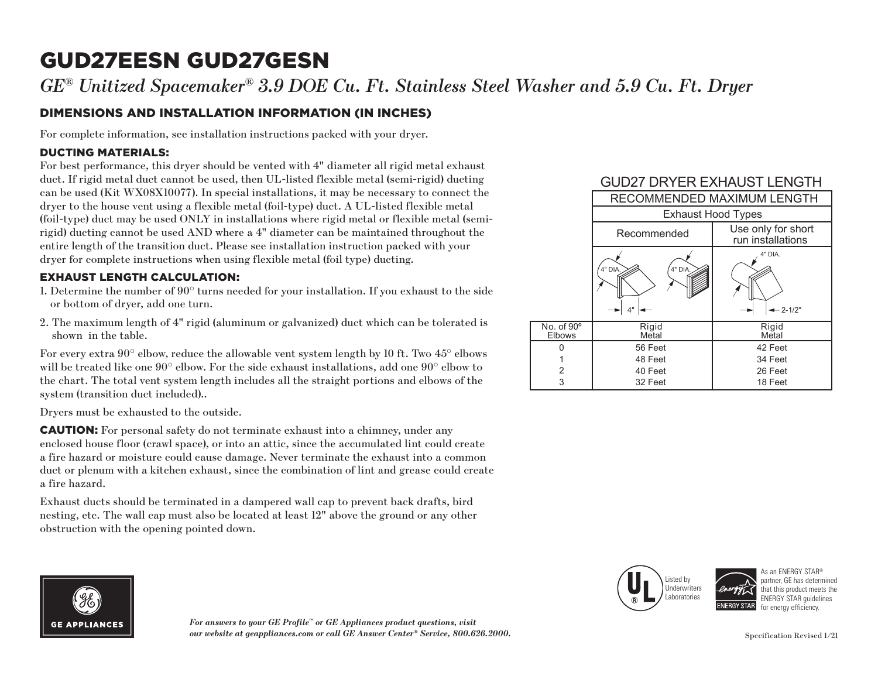# GUD27EESN GUD27GESN

*GE® Unitized Spacemaker® 3.9 DOE Cu. Ft. Stainless Steel Washer and 5.9 Cu. Ft. Dryer*

## DIMENSIONS AND INSTALLATION INFORMATION (IN INCHES)

For complete information, see installation instructions packed with your dryer.

### DUCTING MATERIALS:

For best performance, this dryer should be vented with 4" diameter all rigid metal exhaust duct. If rigid metal duct cannot be used, then UL-listed flexible metal (semi-rigid) ducting can be used (Kit WX08X10077). In special installations, it may be necessary to connect the dryer to the house vent using a flexible metal (foil-type) duct. A UL-listed flexible metal (foil-type) duct may be used ONLY in installations where rigid metal or flexible metal (semi-rigid) ducting cannot be used AND where a 4" diameter can be maintained throughout the entire length of the transition duct. Please see installation instruction packed with your dryer for complete instructions when using flexible metal (foil type) ducting.

### EXHAUST LENGTH CALCULATION:

1. Determine the number of 90° turns needed for your installation. If you exhaust to the side or bottom of dryer, add one turn.
2. The maximum length of 4" rigid (aluminum or galvanized) duct which can be tolerated is shown in the table.

For every extra 90° elbow, reduce the allowable vent system length by 10 ft. Two 45° elbows will be treated like one 90° elbow. For the side exhaust installations, add one 90° elbow to the chart. The total vent system length includes all the straight portions and elbows of the system (transition duct included)..

Dryers must be exhausted to the outside.

**CAUTION:** For personal safety do not terminate exhaust into a chimney, under any enclosed house floor (crawl space), or into an attic, since the accumulated lint could create a fire hazard or moisture could cause damage. Never terminate the exhaust into a common duct or plenum with a kitchen exhaust, since the combination of lint and grease could create a fire hazard.

Exhaust ducts should be terminated in a dampered wall cap to prevent back drafts, bird nesting, etc. The wall cap must also be located at least 12" above the ground or any other obstruction with the opening pointed down.

**GUD27 DRYER EXHAUST LENGTH**

| | RECOMMENDED MAXIMUM LENGTH | |
|---|---|---|
| | Exhaust Hood Types | |
| | Recommended | Use only for short run installations |
| | 4" DIA. / 4" DIA. / 4" | 4" DIA. / 2-1/2" |
| No. of 90º Elbows | Rigid Metal | Rigid Metal |
| 0 | 56 Feet | 42 Feet |
| 1 | 48 Feet | 34 Feet |
| 2 | 40 Feet | 26 Feet |
| 3 | 32 Feet | 18 Feet |

GE APPLIANCES

*For answers to your GE Profile™ or GE Appliances product questions, visit our website at geappliances.com or call GE Answer Center® Service, 800.626.2000.*

Listed by Underwriters Laboratories

As an ENERGY STAR® partner, GE has determined that this product meets the ENERGY STAR guidelines for energy efficiency.

Specification Revised 1/21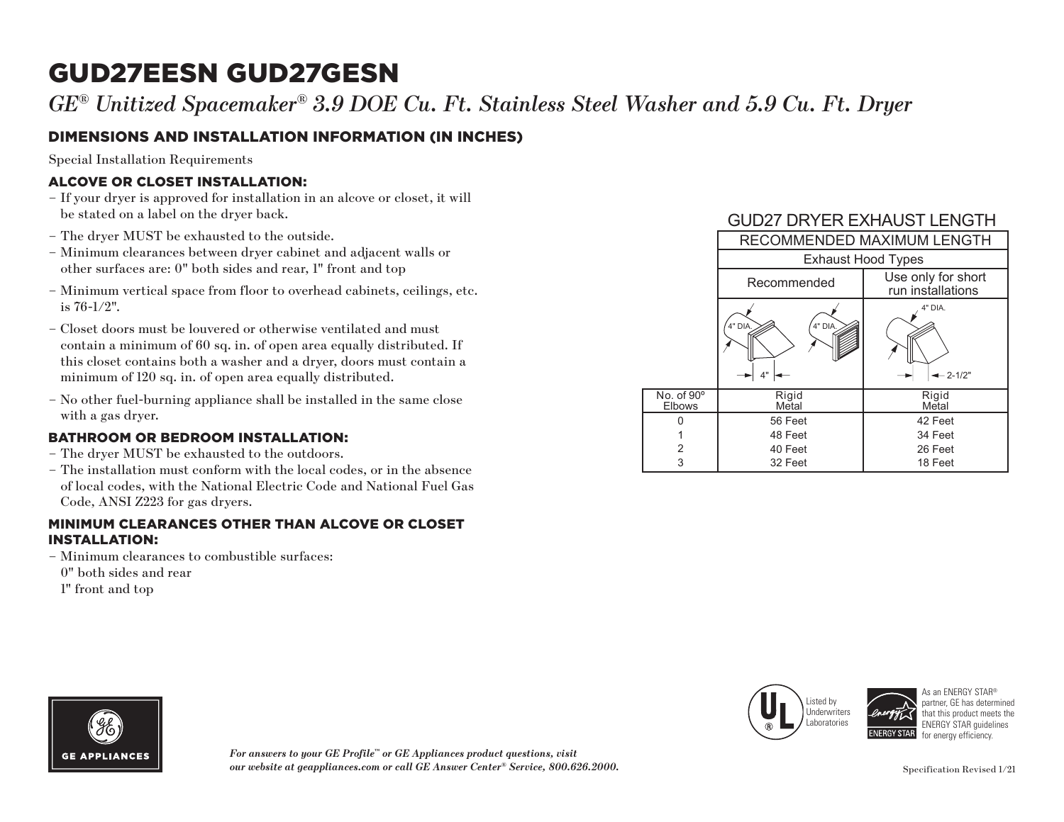# GUD27EESN GUD27GESN

*GE® Unitized Spacemaker® 3.9 DOE Cu. Ft. Stainless Steel Washer and 5.9 Cu. Ft. Dryer*

## DIMENSIONS AND INSTALLATION INFORMATION (IN INCHES)

Special Installation Requirements

### ALCOVE OR CLOSET INSTALLATION:

- If your dryer is approved for installation in an alcove or closet, it will be stated on a label on the dryer back.
- The dryer MUST be exhausted to the outside.
- Minimum clearances between dryer cabinet and adjacent walls or other surfaces are: 0" both sides and rear, 1" front and top
- Minimum vertical space from floor to overhead cabinets, ceilings, etc. is 76-1/2".
- Closet doors must be louvered or otherwise ventilated and must contain a minimum of 60 sq. in. of open area equally distributed. If this closet contains both a washer and a dryer, doors must contain a minimum of 120 sq. in. of open area equally distributed.
- No other fuel-burning appliance shall be installed in the same close with a gas dryer.

### BATHROOM OR BEDROOM INSTALLATION:

- The dryer MUST be exhausted to the outdoors.
- The installation must conform with the local codes, or in the absence of local codes, with the National Electric Code and National Fuel Gas Code, ANSI Z223 for gas dryers.

### MINIMUM CLEARANCES OTHER THAN ALCOVE OR CLOSET INSTALLATION:

- Minimum clearances to combustible surfaces:
  0" both sides and rear
  1" front and top

### GUD27 DRYER EXHAUST LENGTH

| | RECOMMENDED MAXIMUM LENGTH | |
|---|---|---|
| | Exhaust Hood Types | |
| | Recommended | Use only for short run installations |
| | 4" DIA. / 4" DIA. / 4" | 4" DIA. / 2-1/2" |
| No. of 90º Elbows | Rigid Metal | Rigid Metal |
| 0 | 56 Feet | 42 Feet |
| 1 | 48 Feet | 34 Feet |
| 2 | 40 Feet | 26 Feet |
| 3 | 32 Feet | 18 Feet |

GE APPLIANCES

*For answers to your GE Profile™ or GE Appliances product questions, visit our website at geappliances.com or call GE Answer Center® Service, 800.626.2000.*

Listed by Underwriters Laboratories

As an ENERGY STAR® partner, GE has determined that this product meets the ENERGY STAR guidelines for energy efficiency.

Specification Revised 1/21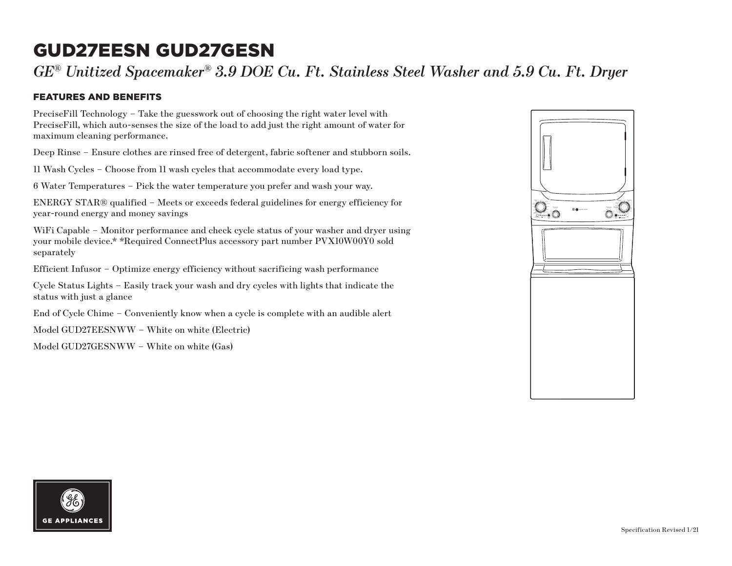# GUD27EESN GUD27GESN

*GE® Unitized Spacemaker® 3.9 DOE Cu. Ft. Stainless Steel Washer and 5.9 Cu. Ft. Dryer*

## FEATURES AND BENEFITS

PreciseFill Technology – Take the guesswork out of choosing the right water level with PreciseFill, which auto-senses the size of the load to add just the right amount of water for maximum cleaning performance.

Deep Rinse – Ensure clothes are rinsed free of detergent, fabric softener and stubborn soils.

11 Wash Cycles – Choose from 11 wash cycles that accommodate every load type.

6 Water Temperatures – Pick the water temperature you prefer and wash your way.

ENERGY STAR® qualified – Meets or exceeds federal guidelines for energy efficiency for year-round energy and money savings

WiFi Capable – Monitor performance and check cycle status of your washer and dryer using your mobile device.* *Required ConnectPlus accessory part number PVX10W00Y0 sold separately

Efficient Infusor – Optimize energy efficiency without sacrificing wash performance

Cycle Status Lights – Easily track your wash and dry cycles with lights that indicate the status with just a glance

End of Cycle Chime – Conveniently know when a cycle is complete with an audible alert

Model GUD27EESNWW – White on white (Electric)

Model GUD27GESNWW – White on white (Gas)

GE APPLIANCES

Specification Revised 1/21